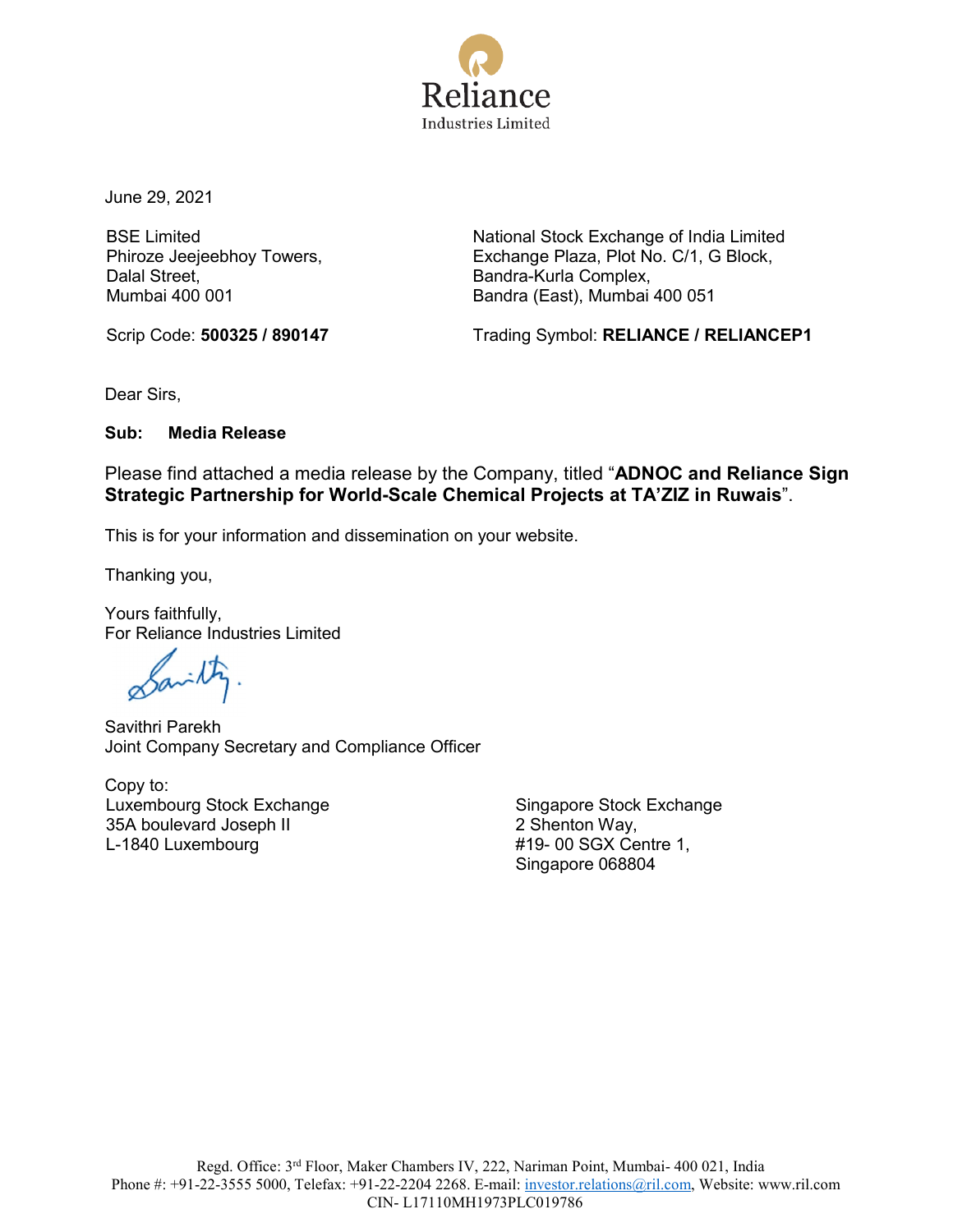Reliance

Industries Limited

June 29, 2021

BSE Limited
Phiroze Jeejeebhoy Towers,
Dalal Street,
Mumbai 400 001

Scrip Code: **500325 / 890147**

National Stock Exchange of India Limited
Exchange Plaza, Plot No. C/1, G Block,
Bandra-Kurla Complex,
Bandra (East), Mumbai 400 051

Trading Symbol: **RELIANCE / RELIANCEP1**

Dear Sirs,

**Sub: Media Release**

Please find attached a media release by the Company, titled "**ADNOC and Reliance Sign Strategic Partnership for World-Scale Chemical Projects at TA'ZIZ in Ruwais**".

This is for your information and dissemination on your website.

Thanking you,

Yours faithfully,
For Reliance Industries Limited

Savithri Parekh
Joint Company Secretary and Compliance Officer

Copy to:

Luxembourg Stock Exchange
35A boulevard Joseph II
L-1840 Luxembourg

Singapore Stock Exchange
2 Shenton Way,
#19- 00 SGX Centre 1,
Singapore 068804

Regd. Office: 3rd Floor, Maker Chambers IV, 222, Nariman Point, Mumbai- 400 021, India
Phone #: +91-22-3555 5000, Telefax: +91-22-2204 2268. E-mail: investor.relations@ril.com, Website: www.ril.com
CIN- L17110MH1973PLC019786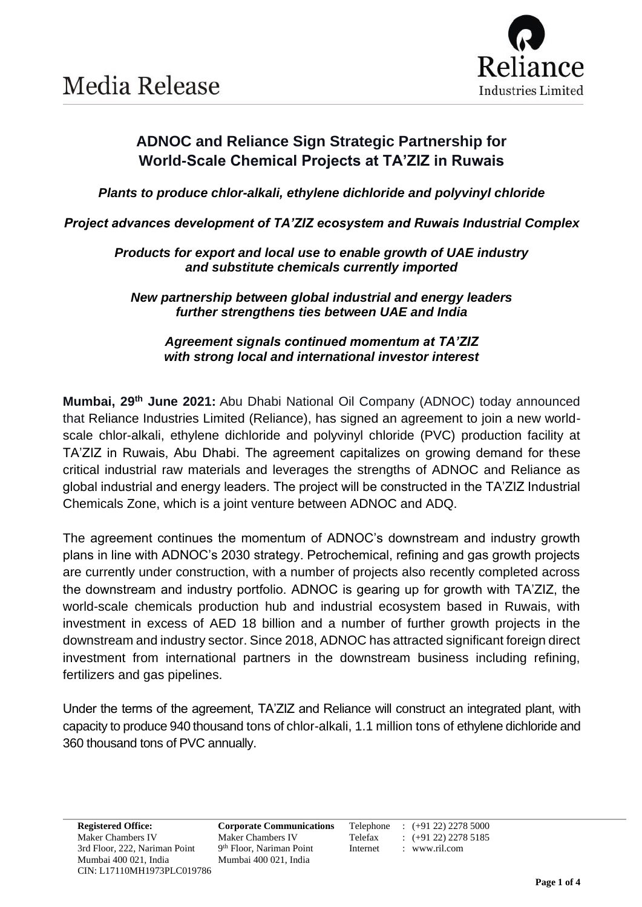# Media Release

## ADNOC and Reliance Sign Strategic Partnership for World-Scale Chemical Projects at TA'ZIZ in Ruwais

***Plants to produce chlor-alkali, ethylene dichloride and polyvinyl chloride***

***Project advances development of TA'ZIZ ecosystem and Ruwais Industrial Complex***

***Products for export and local use to enable growth of UAE industry and substitute chemicals currently imported***

***New partnership between global industrial and energy leaders further strengthens ties between UAE and India***

***Agreement signals continued momentum at TA'ZIZ with strong local and international investor interest***

**Mumbai, 29th June 2021:** Abu Dhabi National Oil Company (ADNOC) today announced that Reliance Industries Limited (Reliance), has signed an agreement to join a new world-scale chlor-alkali, ethylene dichloride and polyvinyl chloride (PVC) production facility at TA'ZIZ in Ruwais, Abu Dhabi. The agreement capitalizes on growing demand for these critical industrial raw materials and leverages the strengths of ADNOC and Reliance as global industrial and energy leaders. The project will be constructed in the TA'ZIZ Industrial Chemicals Zone, which is a joint venture between ADNOC and ADQ.

The agreement continues the momentum of ADNOC's downstream and industry growth plans in line with ADNOC's 2030 strategy. Petrochemical, refining and gas growth projects are currently under construction, with a number of projects also recently completed across the downstream and industry portfolio. ADNOC is gearing up for growth with TA'ZIZ, the world-scale chemicals production hub and industrial ecosystem based in Ruwais, with investment in excess of AED 18 billion and a number of further growth projects in the downstream and industry sector. Since 2018, ADNOC has attracted significant foreign direct investment from international partners in the downstream business including refining, fertilizers and gas pipelines.

Under the terms of the agreement, TA'ZIZ and Reliance will construct an integrated plant, with capacity to produce 940 thousand tons of chlor-alkali, 1.1 million tons of ethylene dichloride and 360 thousand tons of PVC annually.

**Registered Office:**
Maker Chambers IV
3rd Floor, 222, Nariman Point
Mumbai 400 021, India
CIN: L17110MH1973PLC019786

**Corporate Communications**
Maker Chambers IV
9th Floor, Nariman Point
Mumbai 400 021, India

Telephone : (+91 22) 2278 5000
Telefax : (+91 22) 2278 5185
Internet : www.ril.com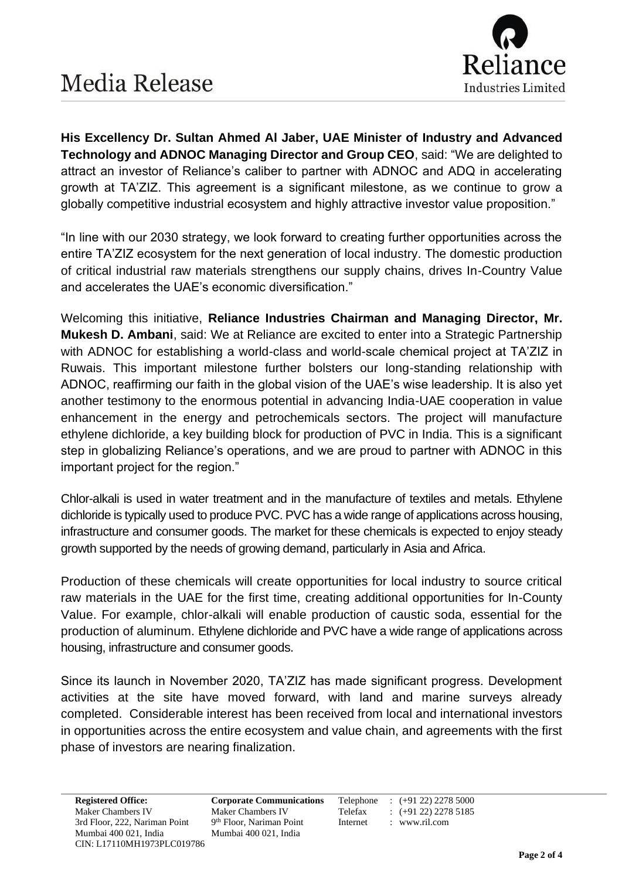**His Excellency Dr. Sultan Ahmed Al Jaber, UAE Minister of Industry and Advanced Technology and ADNOC Managing Director and Group CEO**, said: "We are delighted to attract an investor of Reliance's caliber to partner with ADNOC and ADQ in accelerating growth at TA'ZIZ. This agreement is a significant milestone, as we continue to grow a globally competitive industrial ecosystem and highly attractive investor value proposition."

"In line with our 2030 strategy, we look forward to creating further opportunities across the entire TA'ZIZ ecosystem for the next generation of local industry. The domestic production of critical industrial raw materials strengthens our supply chains, drives In-Country Value and accelerates the UAE's economic diversification."

Welcoming this initiative, **Reliance Industries Chairman and Managing Director, Mr. Mukesh D. Ambani**, said: We at Reliance are excited to enter into a Strategic Partnership with ADNOC for establishing a world-class and world-scale chemical project at TA'ZIZ in Ruwais. This important milestone further bolsters our long-standing relationship with ADNOC, reaffirming our faith in the global vision of the UAE's wise leadership. It is also yet another testimony to the enormous potential in advancing India-UAE cooperation in value enhancement in the energy and petrochemicals sectors. The project will manufacture ethylene dichloride, a key building block for production of PVC in India. This is a significant step in globalizing Reliance's operations, and we are proud to partner with ADNOC in this important project for the region."

Chlor-alkali is used in water treatment and in the manufacture of textiles and metals. Ethylene dichloride is typically used to produce PVC. PVC has a wide range of applications across housing, infrastructure and consumer goods. The market for these chemicals is expected to enjoy steady growth supported by the needs of growing demand, particularly in Asia and Africa.

Production of these chemicals will create opportunities for local industry to source critical raw materials in the UAE for the first time, creating additional opportunities for In-County Value. For example, chlor-alkali will enable production of caustic soda, essential for the production of aluminum. Ethylene dichloride and PVC have a wide range of applications across housing, infrastructure and consumer goods.

Since its launch in November 2020, TA'ZIZ has made significant progress. Development activities at the site have moved forward, with land and marine surveys already completed. Considerable interest has been received from local and international investors in opportunities across the entire ecosystem and value chain, and agreements with the first phase of investors are nearing finalization.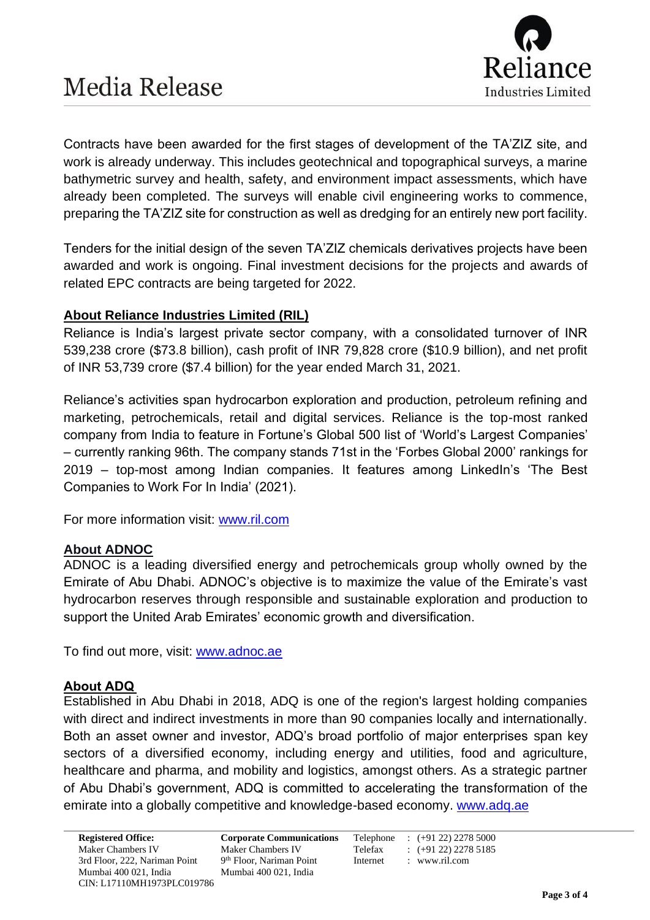Contracts have been awarded for the first stages of development of the TA'ZIZ site, and work is already underway. This includes geotechnical and topographical surveys, a marine bathymetric survey and health, safety, and environment impact assessments, which have already been completed. The surveys will enable civil engineering works to commence, preparing the TA'ZIZ site for construction as well as dredging for an entirely new port facility.

Tenders for the initial design of the seven TA'ZIZ chemicals derivatives projects have been awarded and work is ongoing. Final investment decisions for the projects and awards of related EPC contracts are being targeted for 2022.

**About Reliance Industries Limited (RIL)**

Reliance is India's largest private sector company, with a consolidated turnover of INR 539,238 crore ($73.8 billion), cash profit of INR 79,828 crore ($10.9 billion), and net profit of INR 53,739 crore ($7.4 billion) for the year ended March 31, 2021.

Reliance's activities span hydrocarbon exploration and production, petroleum refining and marketing, petrochemicals, retail and digital services. Reliance is the top-most ranked company from India to feature in Fortune's Global 500 list of 'World's Largest Companies' – currently ranking 96th. The company stands 71st in the 'Forbes Global 2000' rankings for 2019 – top-most among Indian companies. It features among LinkedIn's 'The Best Companies to Work For In India' (2021).

For more information visit: [www.ril.com](http://www.ril.com)

**About ADNOC**

ADNOC is a leading diversified energy and petrochemicals group wholly owned by the Emirate of Abu Dhabi. ADNOC's objective is to maximize the value of the Emirate's vast hydrocarbon reserves through responsible and sustainable exploration and production to support the United Arab Emirates' economic growth and diversification.

To find out more, visit: [www.adnoc.ae](http://www.adnoc.ae)

**About ADQ**

Established in Abu Dhabi in 2018, ADQ is one of the region's largest holding companies with direct and indirect investments in more than 90 companies locally and internationally. Both an asset owner and investor, ADQ's broad portfolio of major enterprises span key sectors of a diversified economy, including energy and utilities, food and agriculture, healthcare and pharma, and mobility and logistics, amongst others. As a strategic partner of Abu Dhabi's government, ADQ is committed to accelerating the transformation of the emirate into a globally competitive and knowledge-based economy. [www.adq.ae](http://www.adq.ae)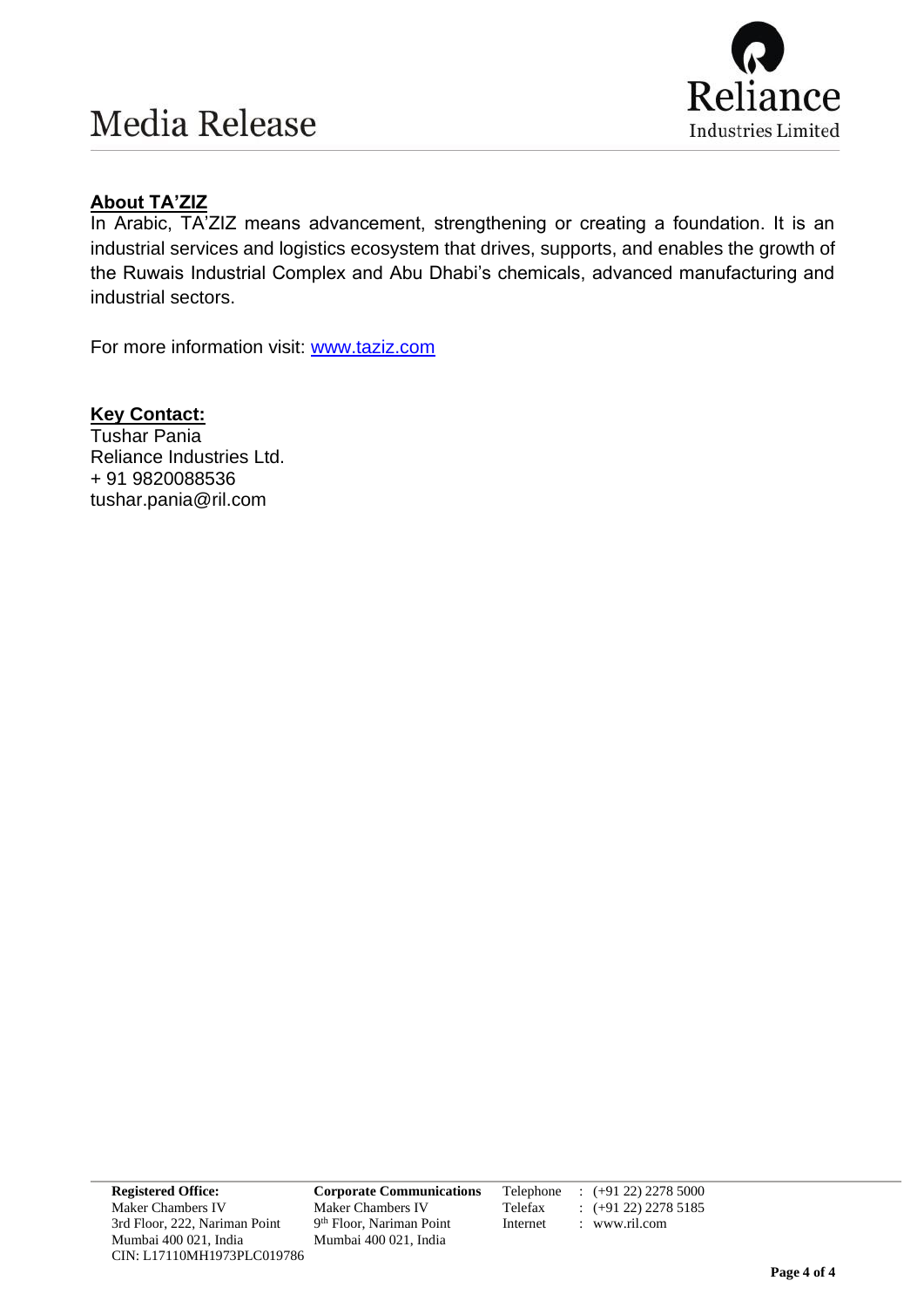**About TA'ZIZ**

In Arabic, TA'ZIZ means advancement, strengthening or creating a foundation. It is an industrial services and logistics ecosystem that drives, supports, and enables the growth of the Ruwais Industrial Complex and Abu Dhabi's chemicals, advanced manufacturing and industrial sectors.

For more information visit: [www.taziz.com](http://www.taziz.com)

**Key Contact:**

Tushar Pania
Reliance Industries Ltd.
+ 91 9820088536
tushar.pania@ril.com